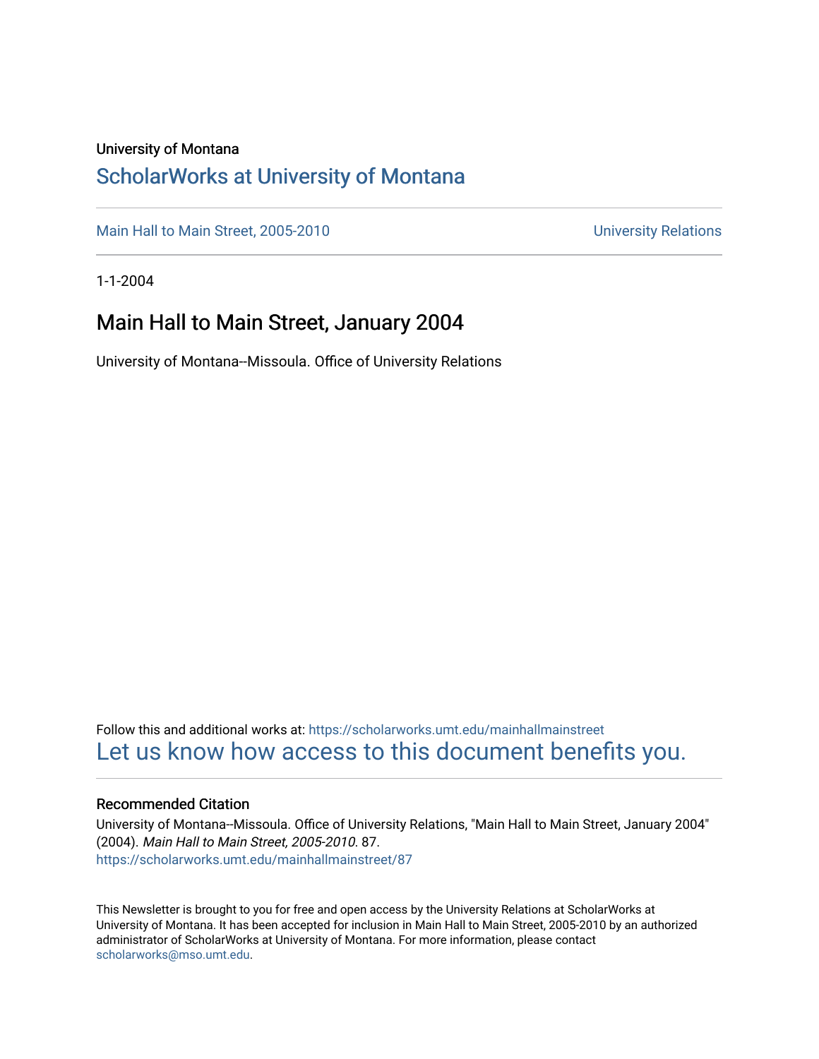University of Montana

# ScholarWorks at University of Montana

Main Hall to Main Street, 2005-2010 University Relations

1-1-2004

## Main Hall to Main Street, January 2004

University of Montana--Missoula. Office of University Relations

Follow this and additional works at: https://scholarworks.umt.edu/mainhallmainstreet

Let us know how access to this document benefits you.

### Recommended Citation

University of Montana--Missoula. Office of University Relations, "Main Hall to Main Street, January 2004" (2004). *Main Hall to Main Street, 2005-2010*. 87.
https://scholarworks.umt.edu/mainhallmainstreet/87

This Newsletter is brought to you for free and open access by the University Relations at ScholarWorks at University of Montana. It has been accepted for inclusion in Main Hall to Main Street, 2005-2010 by an authorized administrator of ScholarWorks at University of Montana. For more information, please contact scholarworks@mso.umt.edu.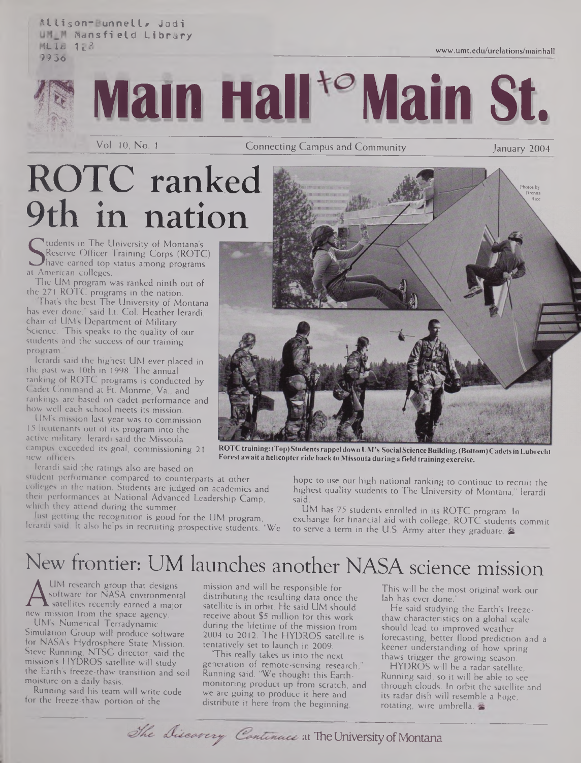Allison-Bunnell, Jodi
UM_M Mansfield Library
MLIB 128
9936

www.umt.edu/urelations/mainhall

# Main Hall to Main St.

Vol. 10, No. 1 — Connecting Campus and Community — January 2004

# ROTC ranked 9th in nation

Students in The University of Montana's Reserve Officer Training Corps (ROTC) have earned top status among programs at American colleges.

The UM program was ranked ninth out of the 271 ROTC programs in the nation.

"That's the best The University of Montana has ever done," said Lt. Col. Heather Ierardi, chair of UM's Department of Military Science. "This speaks to the quality of our students and the success of our training program."

Ierardi said the highest UM ever placed in the past was 10th in 1998. The annual ranking of ROTC programs is conducted by Cadet Command at Ft. Monroe, Va., and rankings are based on cadet performance and how well each school meets its mission.

UM's mission last year was to commission 15 lieutenants out of its program into the active military. Ierardi said the Missoula campus exceeded its goal, commissioning 21 new officers.

Ierardi said the ratings also are based on student performance compared to counterparts at other colleges in the nation. Students are judged on academics and their performances at National Advanced Leadership Camp, which they attend during the summer.

Just getting the recognition is good for the UM program, Ierardi said. It also helps in recruiting prospective students. "We hope to use our high national ranking to continue to recruit the highest quality students to The University of Montana," Ierardi said.

UM has 75 students enrolled in its ROTC program. In exchange for financial aid with college, ROTC students commit to serve a term in the U.S. Army after they graduate.

Photos by Brenna Rice

**ROTC training: (Top) Students rappel down UM's Social Science Building. (Bottom) Cadets in Lubrecht Forest await a helicopter ride back to Missoula during a field training exercise.**

## New frontier: UM launches another NASA science mission

A UM research group that designs software for NASA environmental satellites recently earned a major new mission from the space agency.

UM's Numerical Terradynamic Simulation Group will produce software for NASA's Hydrosphere State Mission. Steve Running, NTSG director, said the mission's HYDROS satellite will study the Earth's freeze-thaw transition and soil moisture on a daily basis.

Running said his team will write code for the freeze-thaw portion of the mission and will be responsible for distributing the resulting data once the satellite is in orbit. He said UM should receive about $5 million for this work during the lifetime of the mission from 2004 to 2012. The HYDROS satellite is tentatively set to launch in 2009.

"This really takes us into the next generation of remote-sensing research," Running said. "We thought this Earth-monitoring product up from scratch, and we are going to produce it here and distribute it here from the beginning. This will be the most original work our lab has ever done."

He said studying the Earth's freeze-thaw characteristics on a global scale should lead to improved weather forecasting, better flood prediction and a keener understanding of how spring thaws trigger the growing season.

HYDROS will be a radar satellite, Running said, so it will be able to see through clouds. In orbit the satellite and its radar dish will resemble a huge, rotating, wire umbrella.

*The Discovery Continues* at The University of Montana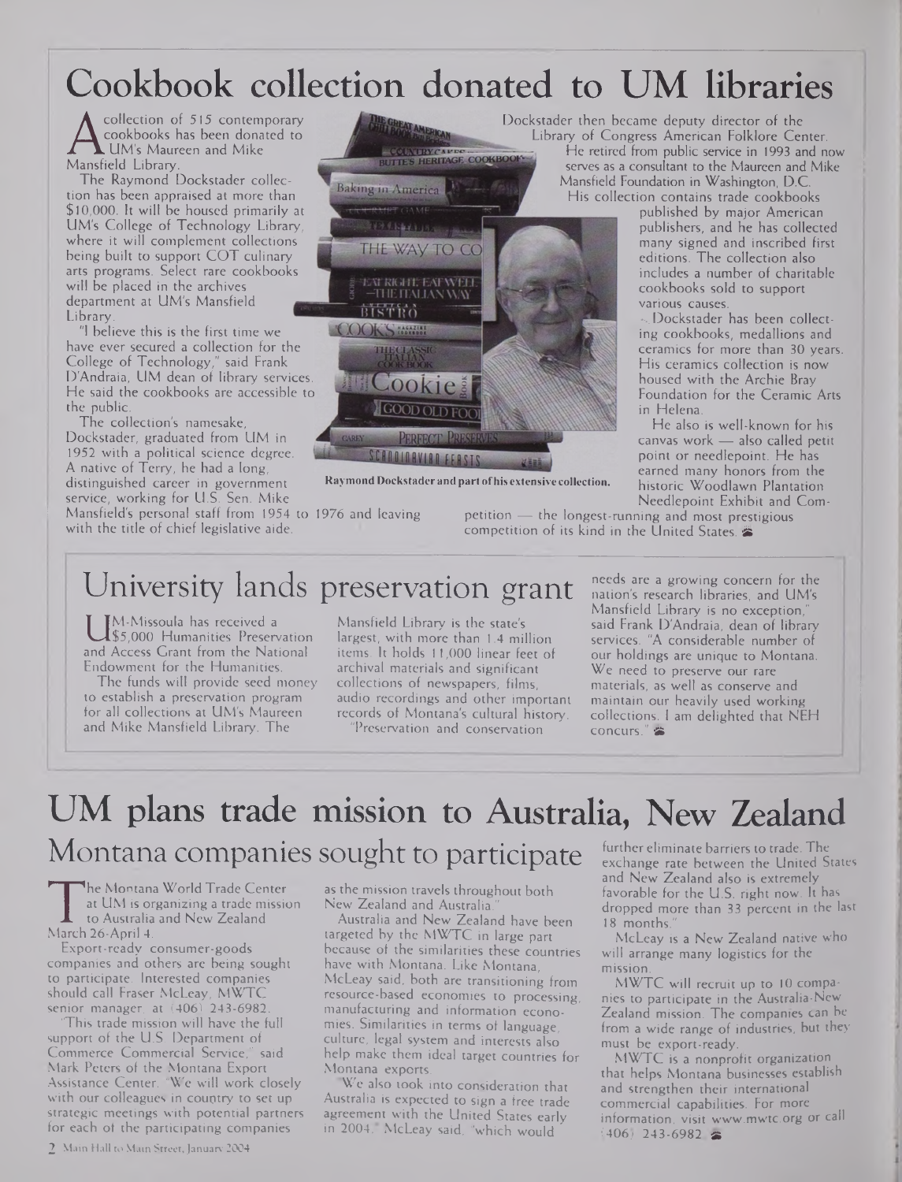# Cookbook collection donated to UM libraries

A collection of 515 contemporary cookbooks has been donated to UM's Maureen and Mike Mansfield Library.

The Raymond Dockstader collection has been appraised at more than $10,000. It will be housed primarily at UM's College of Technology Library, where it will complement collections being built to support COT culinary arts programs. Select rare cookbooks will be placed in the archives department at UM's Mansfield Library.

"I believe this is the first time we have ever secured a collection for the College of Technology," said Frank D'Andraia, UM dean of library services. He said the cookbooks are accessible to the public.

The collection's namesake, Dockstader, graduated from UM in 1952 with a political science degree. A native of Terry, he had a long, distinguished career in government service, working for U.S. Sen. Mike Mansfield's personal staff from 1954 to 1976 and leaving with the title of chief legislative aide.

Raymond Dockstader and part of his extensive collection.

Dockstader then became deputy director of the Library of Congress American Folklore Center. He retired from public service in 1993 and now serves as a consultant to the Maureen and Mike Mansfield Foundation in Washington, D.C.

His collection contains trade cookbooks published by major American publishers, and he has collected many signed and inscribed first editions. The collection also includes a number of charitable cookbooks sold to support various causes.

Dockstader has been collecting cookbooks, medallions and ceramics for more than 30 years. His ceramics collection is now housed with the Archie Bray Foundation for the Ceramic Arts in Helena.

He also is well-known for his canvas work — also called petit point or needlepoint. He has earned many honors from the historic Woodlawn Plantation Needlepoint Exhibit and Competition — the longest-running and most prestigious competition of its kind in the United States.

# University lands preservation grant

UM-Missoula has received a $5,000 Humanities Preservation and Access Grant from the National Endowment for the Humanities.

The funds will provide seed money to establish a preservation program for all collections at UM's Maureen and Mike Mansfield Library. The Mansfield Library is the state's largest, with more than 1.4 million items. It holds 11,000 linear feet of archival materials and significant collections of newspapers, films, audio recordings and other important records of Montana's cultural history.

"Preservation and conservation needs are a growing concern for the nation's research libraries, and UM's Mansfield Library is no exception," said Frank D'Andraia, dean of library services. "A considerable number of our holdings are unique to Montana. We need to preserve our rare materials, as well as conserve and maintain our heavily used working collections. I am delighted that NEH concurs."

# UM plans trade mission to Australia, New Zealand

## Montana companies sought to participate

The Montana World Trade Center at UM is organizing a trade mission to Australia and New Zealand March 26-April 4.

Export-ready consumer-goods companies and others are being sought to participate. Interested companies should call Fraser McLeay, MWTC senior manager, at (406) 243-6982.

"This trade mission will have the full support of the U.S. Department of Commerce Commercial Service," said Mark Peters of the Montana Export Assistance Center. "We will work closely with our colleagues in country to set up strategic meetings with potential partners for each of the participating companies as the mission travels throughout both New Zealand and Australia."

Australia and New Zealand have been targeted by the MWTC in large part because of the similarities these countries have with Montana. Like Montana, McLeay said, both are transitioning from resource-based economies to processing, manufacturing and information economies. Similarities in terms of language, culture, legal system and interests also help make them ideal target countries for Montana exports.

"We also took into consideration that Australia is expected to sign a free trade agreement with the United States early in 2004," McLeay said, "which would further eliminate barriers to trade. The exchange rate between the United States and New Zealand also is extremely favorable for the U.S. right now. It has dropped more than 33 percent in the last 18 months."

McLeay is a New Zealand native who will arrange many logistics for the mission.

MWTC will recruit up to 10 companies to participate in the Australia-New Zealand mission. The companies can be from a wide range of industries, but they must be export-ready.

MWTC is a nonprofit organization that helps Montana businesses establish and strengthen their international commercial capabilities. For more information, visit www.mwtc.org or call (406) 243-6982.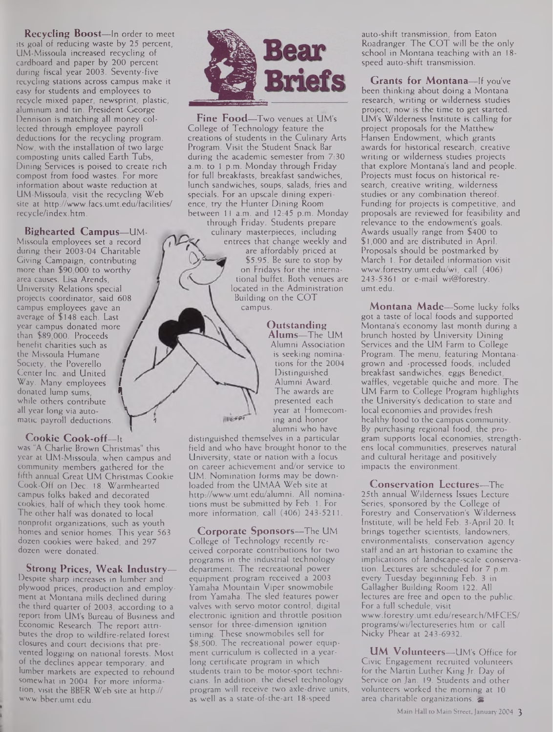# Bear Briefs

**Recycling Boost**—In order to meet its goal of reducing waste by 25 percent, UM-Missoula increased recycling of cardboard and paper by 200 percent during fiscal year 2003. Seventy-five recycling stations across campus make it easy for students and employees to recycle mixed paper, newsprint, plastic, aluminum and tin. President George Dennison is matching all money collected through employee payroll deductions for the recycling program. Now, with the installation of two large composting units called Earth Tubs, Dining Services is poised to create rich compost from food wastes. For more information about waste reduction at UM-Missoula, visit the recycling Web site at http://www.facs.umt.edu/facilities/recycle/index.htm.

**Bighearted Campus**—UM-Missoula employees set a record during their 2003-04 Charitable Giving Campaign, contributing more than $90,000 to worthy area causes. Lisa Arends, University Relations special projects coordinator, said 608 campus employees gave an average of $148 each. Last year campus donated more than $89,000. Proceeds benefit charities such as the Missoula Humane Society, the Poverello Center Inc. and United Way. Many employees donated lump sums, while others contribute all year long via automatic payroll deductions.

**Cookie Cook-off**—It was "A Charlie Brown Christmas" this year at UM-Missoula, when campus and community members gathered for the fifth annual Great UM Christmas Cookie Cook-Off on Dec. 18. Warmhearted campus folks baked and decorated cookies, half of which they took home. The other half was donated to local nonprofit organizations, such as youth homes and senior homes. This year 563 dozen cookies were baked, and 297 dozen were donated.

**Strong Prices, Weak Industry**—Despite sharp increases in lumber and plywood prices, production and employment at Montana mills declined during the third quarter of 2003, according to a report from UM's Bureau of Business and Economic Research. The report attributes the drop to wildfire-related forest closures and court decisions that prevented logging on national forests. Most of the declines appear temporary, and lumber markets are expected to rebound somewhat in 2004. For more information, visit the BBER Web site at http://www.bber.umt.edu.

**Fine Food**—Two venues at UM's College of Technology feature the creations of students in the Culinary Arts Program. Visit the Student Snack Bar during the academic semester from 7:30 a.m. to 1 p.m. Monday through Friday for full breakfasts, breakfast sandwiches, lunch sandwiches, soups, salads, fries and specials. For an upscale dining experience, try the Hunter Dining Room between 11 a.m. and 12:45 p.m. Monday through Friday. Students prepare culinary masterpieces, including entrees that change weekly and are affordably priced at $5.95. Be sure to stop by on Fridays for the international buffet. Both venues are located in the Administration Building on the COT campus.

**Outstanding Alums**—The UM Alumni Association is seeking nominations for the 2004 Distinguished Alumni Award. The awards are presented each year at Homecoming and honor alumni who have distinguished themselves in a particular field and who have brought honor to the University, state or nation with a focus on career achievement and/or service to UM. Nomination forms may be downloaded from the UMAA Web site at http://www.umt.edu/alumni. All nominations must be submitted by Feb. 1. For more information, call (406) 243-5211.

**Corporate Sponsors**—The UM College of Technology recently received corporate contributions for two programs in the industrial technology department. The recreational power equipment program received a 2003 Yamaha Mountain Viper snowmobile from Yamaha. The sled features power valves with servo motor control, digital electronic ignition and throttle position sensor for three-dimension ignition timing. These snowmobiles sell for $8,500. The recreational power equipment curriculum is collected in a yearlong certificate program in which students train to be motor-sport technicians. In addition, the diesel technology program will receive two axle-drive units, as well as a state-of-the-art 18-speed auto-shift transmission, from Eaton Roadranger. The COT will be the only school in Montana teaching with an 18-speed auto-shift transmission.

**Grants for Montana**—If you've been thinking about doing a Montana research, writing or wilderness studies project, now is the time to get started. UM's Wilderness Institute is calling for project proposals for the Matthew Hansen Endowment, which grants awards for historical research, creative writing or wilderness studies projects that explore Montana's land and people. Projects must focus on historical research, creative writing, wilderness studies or any combination thereof. Funding for projects is competitive, and proposals are reviewed for feasibility and relevance to the endowment's goals. Awards usually range from $400 to $1,000 and are distributed in April. Proposals should be postmarked by March 1. For detailed information visit www.forestry.umt.edu/wi, call (406) 243-5361 or e-mail wi@forestry.umt.edu.

**Montana Made**—Some lucky folks got a taste of local foods and supported Montana's economy last month during a brunch hosted by University Dining Services and the UM Farm to College Program. The menu, featuring Montana-grown and -processed foods, included breakfast sandwiches, eggs Benedict, waffles, vegetable quiche and more. The UM Farm to College Program highlights the University's dedication to state and local economies and provides fresh healthy food to the campus community. By purchasing regional food, the program supports local economies, strengthens local communities, preserves natural and cultural heritage and positively impacts the environment.

**Conservation Lectures**—The 25th annual Wilderness Issues Lecture Series, sponsored by the College of Forestry and Conservation's Wilderness Institute, will be held Feb. 3-April 20. It brings together scientists, landowners, environmentalists, conservation agency staff and an art historian to examine the implications of landscape-scale conservation. Lectures are scheduled for 7 p.m. every Tuesday beginning Feb. 3 in Gallagher Building Room 122. All lectures are free and open to the public. For a full schedule, visit www.forestry.umt.edu/research/MFCES/programs/wi/lectureseries.htm or call Nicky Phear at 243-6932.

**UM Volunteers**—UM's Office for Civic Engagement recruited volunteers for the Martin Luther King Jr. Day of Service on Jan. 19. Students and other volunteers worked the morning at 10 area charitable organizations.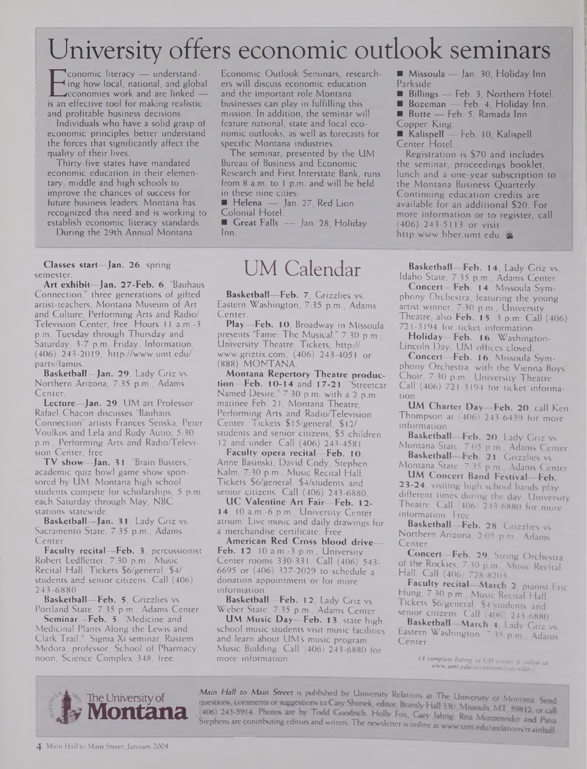# University offers economic outlook seminars

Economic literacy — understanding how local, national, and global economies work and are linked — is an effective tool for making realistic and profitable business decisions.

Individuals who have a solid grasp of economic principles better understand the forces that significantly affect the quality of their lives.

Thirty-five states have mandated economic education in their elementary, middle and high schools to improve the chances of success for future business leaders. Montana has recognized this need and is working to establish economic literacy standards.

During the 29th Annual Montana Economic Outlook Seminars, researchers will discuss economic education and the important role Montana businesses can play in fulfilling this mission. In addition, the seminar will feature national, state and local economic outlooks, as well as forecasts for specific Montana industries.

The seminar, presented by the UM Bureau of Business and Economic Research and First Interstate Bank, runs from 8 a.m. to 1 p.m. and will be held in these nine cities:

- **Helena** — Jan. 27, Red Lion Colonial Hotel.
- **Great Falls** — Jan. 28, Holiday Inn.
- **Missoula** — Jan. 30, Holiday Inn Parkside.
- **Billings** — Feb. 3, Northern Hotel.
- **Bozeman** — Feb. 4, Holiday Inn.
- **Butte** — Feb. 5, Ramada Inn Copper King.
- **Kalispell** — Feb. 10, Kalispell Center Hotel.

Registration is $70 and includes the seminar, proceedings booklet, lunch and a one-year subscription to the Montana Business Quarterly. Continuing education credits are available for an additional $20. For more information or to register, call (406) 243-5113 or visit http:www.bber.umt.edu.

# UM Calendar

**Classes start—Jan. 26**, spring semester.

**Art exhibit—Jan. 27-Feb. 6**, "Bauhaus Connection," three generations of gifted artist-teachers, Montana Museum of Art and Culture, Performing Arts and Radio/Television Center, free. Hours 11 a.m.-3 p.m. Tuesday through Thursday and Saturday; 3-7 p.m. Friday. Information, (406) 243-2019, http://www.umt.edu/partv/famus.

**Basketball—Jan. 29**, Lady Griz vs. Northern Arizona, 7:35 p.m., Adams Center.

**Lecture—Jan. 29**, UM art Professor Rafael Chacon discusses "Bauhaus Connection" artists Frances Senska, Peter Voulkos and Lela and Rudy Autio, 5:30 p.m., Performing Arts and Radio/Television Center, free.

**TV show—Jan. 31**, "Brain Busters," academic quiz bowl game show sponsored by UM. Montana high school students compete for scholarships, 5 p.m. each Saturday through May, NBC stations statewide.

**Basketball—Jan. 31**, Lady Griz vs. Sacramento State, 7:35 p.m., Adams Center.

**Faculty recital—Feb. 3**, percussionist Robert LedBetter, 7:30 p.m., Music Recital Hall. Tickets $6/general, $4/students and senior citizens. Call (406) 243-6880.

**Basketball—Feb. 5**, Grizzlies vs. Portland State, 7:35 p.m., Adams Center.

**Seminar—Feb. 5**, "Medicine and Medicinal Plants Along the Lewis and Clark Trail," Sigma Xi seminar, Rustem Medora, professor, School of Pharmacy, noon, Science Complex 348, free.

**Basketball—Feb. 7**, Grizzlies vs. Eastern Washington, 7:35 p.m., Adams Center.

**Play—Feb. 10**, Broadway in Missoula presents "Fame: The Musical," 7:30 p.m., University Theatre. Tickets, http://www.griztix.com, (406) 243-4051 or (888) MONTANA.

**Montana Repertory Theatre production—Feb. 10-14** and **17-21**, "Streetcar Named Desire," 7:30 p.m. with a 2 p.m. matinee Feb. 21, Montana Theatre, Performing Arts and Radio/Television Center. Tickets $15/general, $12/students and senior citizens, $5 children 12 and under. Call (406) 243-4581.

**Faculty opera recital—Feb. 10**, Anne Basinski, David Cody, Stephen Kalm, 7:30 p.m., Music Recital Hall. Tickets $6/general, $4/students and senior citizens. Call (406) 243-6880.

**UC Valentine Art Fair—Feb. 12-14**, 10 a.m.-6 p.m., University Center atrium. Live music and daily drawings for a merchandise certificate. Free.

**American Red Cross blood drive—Feb. 12**, 10 a.m.-3 p.m., University Center rooms 330-331. Call (406) 543-6695 or (406) 327-2029 to schedule a donation appointment or for more information.

**Basketball—Feb. 12**, Lady Griz vs. Weber State, 7:35 p.m., Adams Center.

**UM Music Day—Feb. 13**, state high school music students visit music facilities and learn about UM's music program, Music Building. Call (406) 243-6880 for more information.

**Basketball—Feb. 14**, Lady Griz vs. Idaho State, 7:35 p.m., Adams Center.

**Concert—Feb. 14**, Missoula Symphony Orchestra, featuring the young artist winner, 7:30 p.m., University Theatre; also **Feb. 15**, 3 p.m. Call (406) 721-3194 for ticket information.

**Holiday—Feb. 16**, Washington-Lincoln Day; UM offices closed.

**Concert—Feb. 16**, Missoula Symphony Orchestra, with the Vienna Boys' Choir, 7:30 p.m., University Theatre. Call (406) 721-3194 for ticket information.

**UM Charter Day—Feb. 20**, call Ken Thompson at (406) 243-6439 for more information.

**Basketball—Feb. 20**, Lady Griz vs. Montana State, 7:05 p.m., Adams Center.

**Basketball—Feb. 21**, Grizzlies vs. Montana State, 7:35 p.m., Adams Center.

**UM Concert Band Festival—Feb. 23-24**, visiting high school bands play different times during the day, University Theatre. Call (406) 243-6880 for more information. Free.

**Basketball—Feb. 28**, Grizzlies vs. Northern Arizona, 2:05 p.m., Adams Center.

**Concert—Feb. 29**, String Orchestra of the Rockies, 7:30 p.m., Music Recital Hall. Call (406) 728-8203.

**Faculty recital—March 2**, pianist Eric Hung, 7:30 p.m., Music Recital Hall. Tickets $6/general, $4/students and senior citizens. Call (406) 243-6880.

**Basketball—March 4**, Lady Griz vs. Eastern Washington, 7:35 p.m., Adams Center.

*(A complete listing of UM events is online at www.umt.edu/urelations/calendar.)*

The University of Montana

*Main Hall to Main Street* is published by University Relations at The University of Montana. Send questions, comments or suggestions to Cary Shimek, editor, Brantly Hall 330, Missoula, MT, 59812, or call (406) 243-5914. Photos are by Todd Goodrich. Holly Fox, Gary Jahrig, Rita Munzenrider and Patia Stephens are contributing editors and writers. The newsletter is online at www.umt.edu/urelations/mainhall.